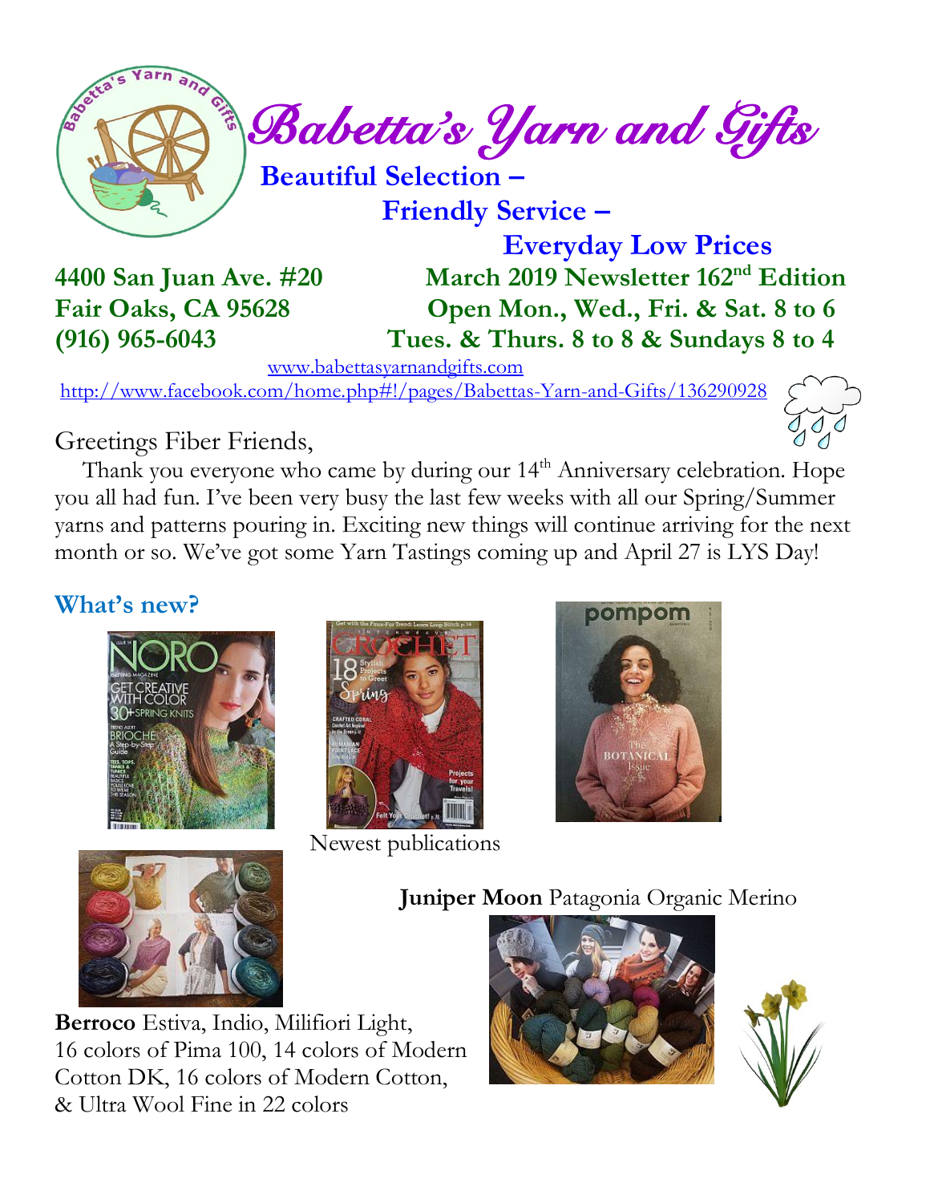# Babetta's Yarn and Gifts

**Beautiful Selection –**

**Friendly Service –**

**Everyday Low Prices**

**4400 San Juan Ave. #20**
**Fair Oaks, CA 95628**
**(916) 965-6043**

**March 2019 Newsletter 162nd Edition**
**Open Mon., Wed., Fri. & Sat. 8 to 6**
**Tues. & Thurs. 8 to 8 & Sundays 8 to 4**

www.babettasyarnandgifts.com

http://www.facebook.com/home.php#!/pages/Babettas-Yarn-and-Gifts/136290928

Greetings Fiber Friends,

Thank you everyone who came by during our 14th Anniversary celebration. Hope you all had fun. I've been very busy the last few weeks with all our Spring/Summer yarns and patterns pouring in. Exciting new things will continue arriving for the next month or so. We've got some Yarn Tastings coming up and April 27 is LYS Day!

## What's new?

Newest publications

**Juniper Moon** Patagonia Organic Merino

**Berroco** Estiva, Indio, Milifiori Light, 16 colors of Pima 100, 14 colors of Modern Cotton DK, 16 colors of Modern Cotton, & Ultra Wool Fine in 22 colors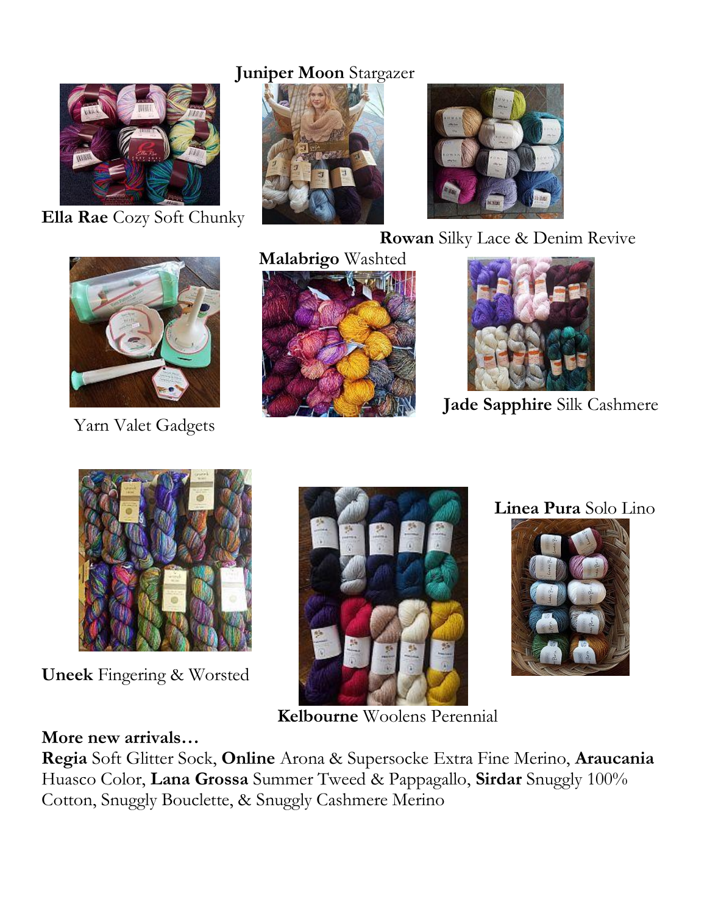**Juniper Moon** Stargazer

**Ella Rae** Cozy Soft Chunky

**Rowan** Silky Lace & Denim Revive

**Malabrigo** Washted

Yarn Valet Gadgets

**Jade Sapphire** Silk Cashmere

**Linea Pura** Solo Lino

**Uneek** Fingering & Worsted

**Kelbourne** Woolens Perennial

**More new arrivals…**

**Regia** Soft Glitter Sock, **Online** Arona & Supersocke Extra Fine Merino, **Araucania** Huasco Color, **Lana Grossa** Summer Tweed & Pappagallo, **Sirdar** Snuggly 100% Cotton, Snuggly Bouclette, & Snuggly Cashmere Merino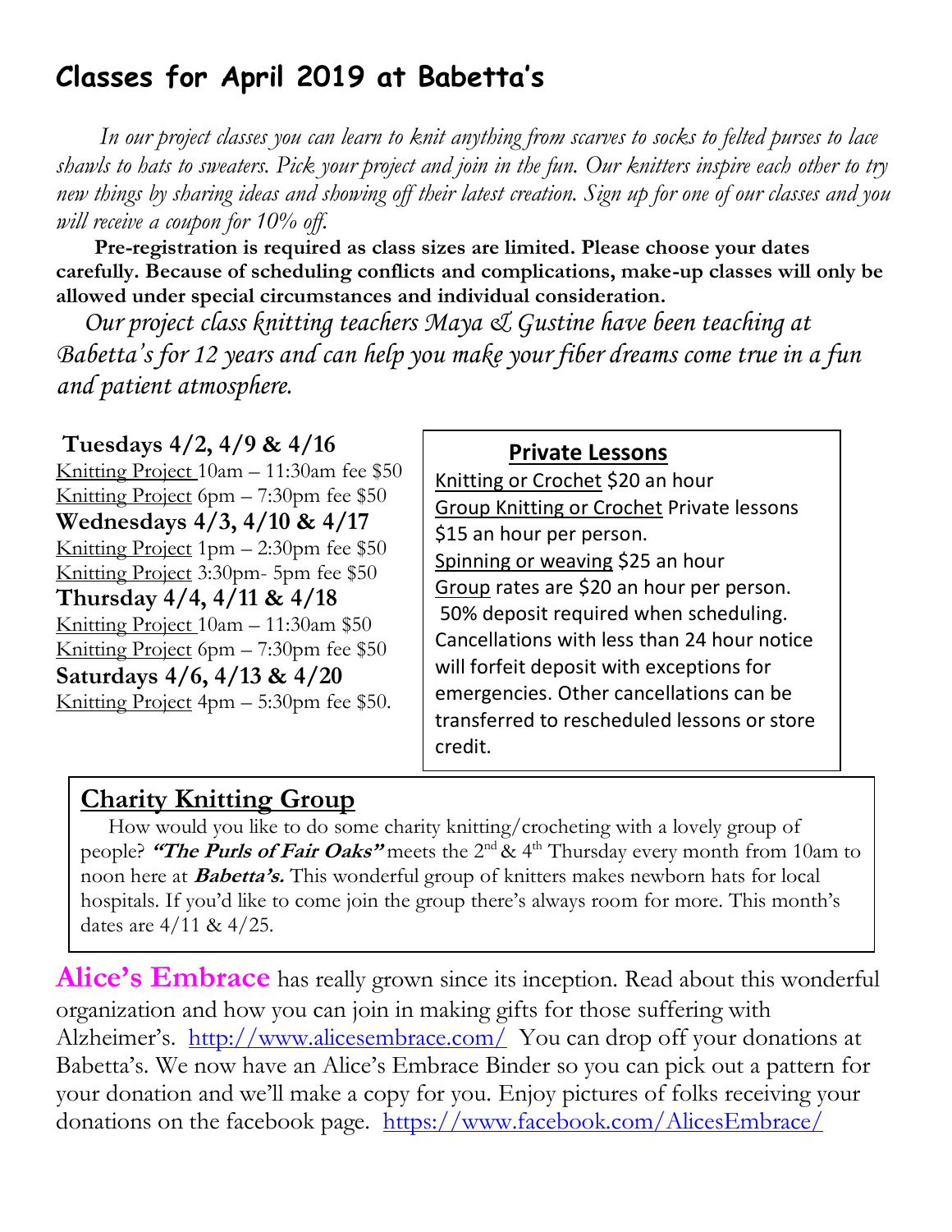# Classes for April 2019 at Babetta's

*In our project classes you can learn to knit anything from scarves to socks to felted purses to lace shawls to hats to sweaters. Pick your project and join in the fun. Our knitters inspire each other to try new things by sharing ideas and showing off their latest creation. Sign up for one of our classes and you will receive a coupon for 10% off.*

**Pre-registration is required as class sizes are limited. Please choose your dates carefully. Because of scheduling conflicts and complications, make-up classes will only be allowed under special circumstances and individual consideration.**

*Our project class knitting teachers Maya & Gustine have been teaching at Babetta's for 12 years and can help you make your fiber dreams come true in a fun and patient atmosphere.*

**Tuesdays 4/2, 4/9 & 4/16**
Knitting Project 10am – 11:30am fee $50
Knitting Project 6pm – 7:30pm fee $50

**Wednesdays 4/3, 4/10 & 4/17**
Knitting Project 1pm – 2:30pm fee $50
Knitting Project 3:30pm- 5pm fee $50

**Thursday 4/4, 4/11 & 4/18**
Knitting Project 10am – 11:30am $50
Knitting Project 6pm – 7:30pm fee $50

**Saturdays 4/6, 4/13 & 4/20**
Knitting Project 4pm – 5:30pm fee $50.

## Private Lessons

Knitting or Crochet $20 an hour
Group Knitting or Crochet Private lessons $15 an hour per person.
Spinning or weaving $25 an hour
Group rates are $20 an hour per person.
50% deposit required when scheduling. Cancellations with less than 24 hour notice will forfeit deposit with exceptions for emergencies. Other cancellations can be transferred to rescheduled lessons or store credit.

## Charity Knitting Group

How would you like to do some charity knitting/crocheting with a lovely group of people? ***"The Purls of Fair Oaks"*** meets the 2nd & 4th Thursday every month from 10am to noon here at ***Babetta's.*** This wonderful group of knitters makes newborn hats for local hospitals. If you'd like to come join the group there's always room for more. This month's dates are 4/11 & 4/25.

**Alice's Embrace** has really grown since its inception. Read about this wonderful organization and how you can join in making gifts for those suffering with Alzheimer's. http://www.alicesembrace.com/ You can drop off your donations at Babetta's. We now have an Alice's Embrace Binder so you can pick out a pattern for your donation and we'll make a copy for you. Enjoy pictures of folks receiving your donations on the facebook page. https://www.facebook.com/AlicesEmbrace/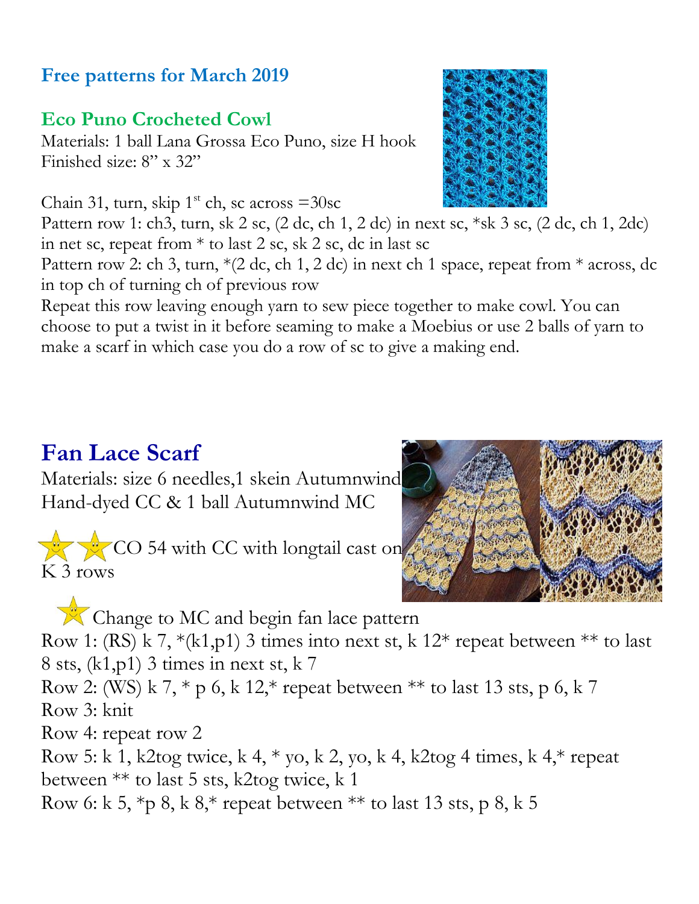## Free patterns for March 2019

### Eco Puno Crocheted Cowl

Materials: 1 ball Lana Grossa Eco Puno, size H hook
Finished size: 8" x 32"

Chain 31, turn, skip 1st ch, sc across =30sc
Pattern row 1: ch3, turn, sk 2 sc, (2 dc, ch 1, 2 dc) in next sc, *sk 3 sc, (2 dc, ch 1, 2dc) in net sc, repeat from * to last 2 sc, sk 2 sc, dc in last sc
Pattern row 2: ch 3, turn, *(2 dc, ch 1, 2 dc) in next ch 1 space, repeat from * across, dc in top ch of turning ch of previous row
Repeat this row leaving enough yarn to sew piece together to make cowl. You can choose to put a twist in it before seaming to make a Moebius or use 2 balls of yarn to make a scarf in which case you do a row of sc to give a making end.

# Fan Lace Scarf

Materials: size 6 needles,1 skein Autumnwind Hand-dyed CC & 1 ball Autumnwind MC

CO 54 with CC with longtail cast on
K 3 rows

Change to MC and begin fan lace pattern
Row 1: (RS) k 7, *(k1,p1) 3 times into next st, k 12* repeat between ** to last 8 sts, (k1,p1) 3 times in next st, k 7
Row 2: (WS) k 7, * p 6, k 12,* repeat between ** to last 13 sts, p 6, k 7
Row 3: knit
Row 4: repeat row 2
Row 5: k 1, k2tog twice, k 4, * yo, k 2, yo, k 4, k2tog 4 times, k 4,* repeat between ** to last 5 sts, k2tog twice, k 1
Row 6: k 5, *p 8, k 8,* repeat between ** to last 13 sts, p 8, k 5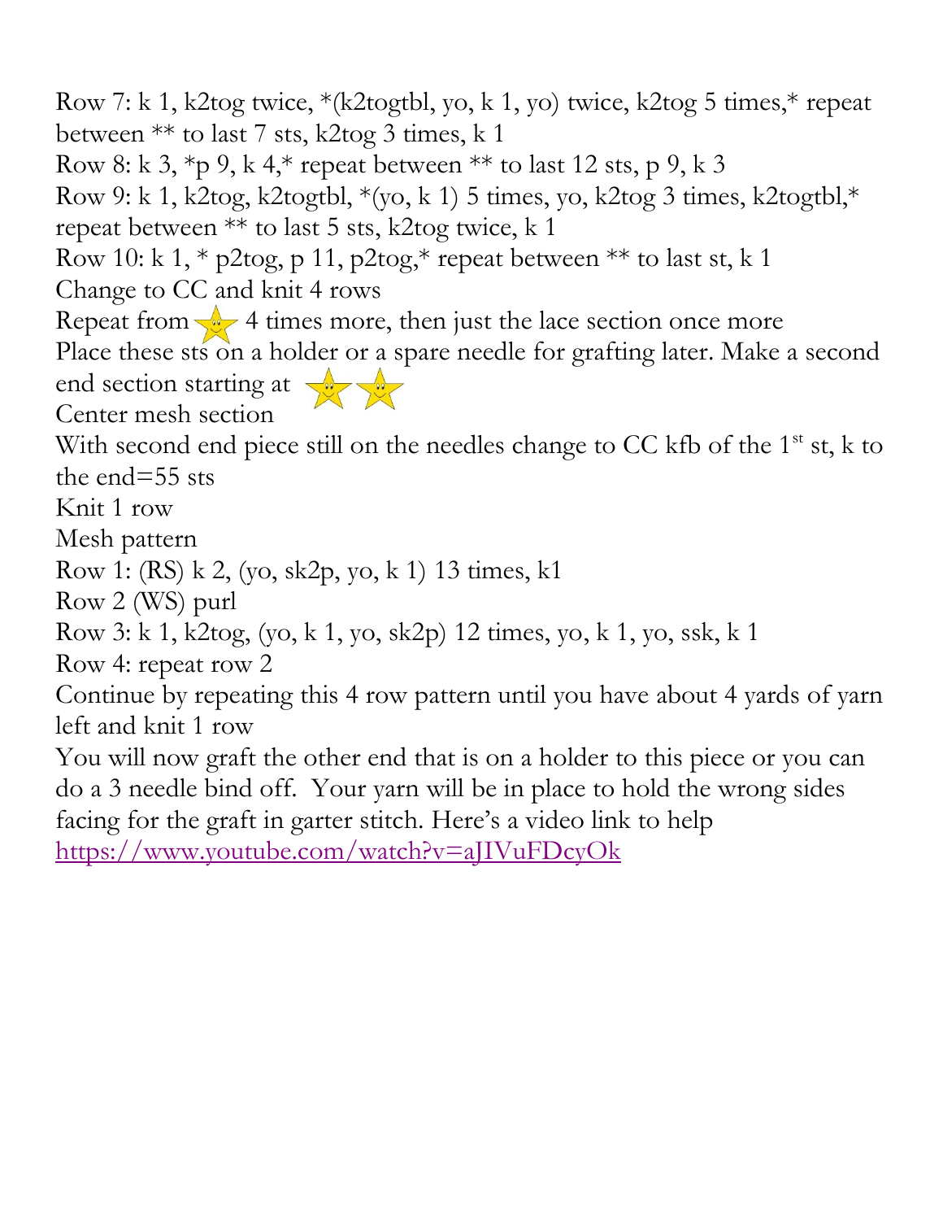Row 7: k 1, k2tog twice, *(k2togtbl, yo, k 1, yo) twice, k2tog 5 times,* repeat between ** to last 7 sts, k2tog 3 times, k 1

Row 8: k 3, *p 9, k 4,* repeat between ** to last 12 sts, p 9, k 3

Row 9: k 1, k2tog, k2togtbl, *(yo, k 1) 5 times, yo, k2tog 3 times, k2togtbl,* repeat between ** to last 5 sts, k2tog twice, k 1

Row 10: k 1, * p2tog, p 11, p2tog,* repeat between ** to last st, k 1

Change to CC and knit 4 rows

Repeat from ⭐ 4 times more, then just the lace section once more

Place these sts on a holder or a spare needle for grafting later. Make a second end section starting at ⭐⭐

Center mesh section

With second end piece still on the needles change to CC kfb of the 1st st, k to the end=55 sts

Knit 1 row

Mesh pattern

Row 1: (RS) k 2, (yo, sk2p, yo, k 1) 13 times, k1

Row 2 (WS) purl

Row 3: k 1, k2tog, (yo, k 1, yo, sk2p) 12 times, yo, k 1, yo, ssk, k 1

Row 4: repeat row 2

Continue by repeating this 4 row pattern until you have about 4 yards of yarn left and knit 1 row

You will now graft the other end that is on a holder to this piece or you can do a 3 needle bind off. Your yarn will be in place to hold the wrong sides facing for the graft in garter stitch. Here's a video link to help https://www.youtube.com/watch?v=aJIVuFDcyOk